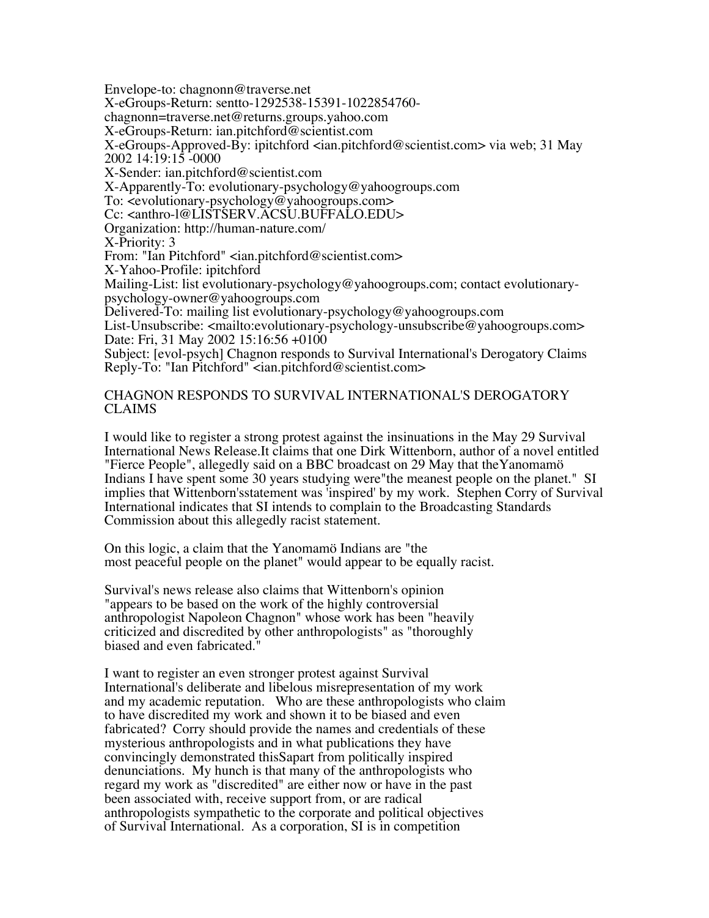Envelope-to: chagnonn@traverse.net
X-eGroups-Return: sentto-1292538-15391-1022854760-chagnonn=traverse.net@returns.groups.yahoo.com
X-eGroups-Return: ian.pitchford@scientist.com
X-eGroups-Approved-By: ipitchford <ian.pitchford@scientist.com> via web; 31 May 2002 14:19:15 -0000
X-Sender: ian.pitchford@scientist.com
X-Apparently-To: evolutionary-psychology@yahoogroups.com
To: <evolutionary-psychology@yahoogroups.com>
Cc: <anthro-l@LISTSERV.ACSU.BUFFALO.EDU>
Organization: http://human-nature.com/
X-Priority: 3
From: "Ian Pitchford" <ian.pitchford@scientist.com>
X-Yahoo-Profile: ipitchford
Mailing-List: list evolutionary-psychology@yahoogroups.com; contact evolutionary-psychology-owner@yahoogroups.com
Delivered-To: mailing list evolutionary-psychology@yahoogroups.com
List-Unsubscribe: <mailto:evolutionary-psychology-unsubscribe@yahoogroups.com>
Date: Fri, 31 May 2002 15:16:56 +0100
Subject: [evol-psych] Chagnon responds to Survival International's Derogatory Claims
Reply-To: "Ian Pitchford" <ian.pitchford@scientist.com>

CHAGNON RESPONDS TO SURVIVAL INTERNATIONAL'S DEROGATORY CLAIMS

I would like to register a strong protest against the insinuations in the May 29 Survival International News Release.It claims that one Dirk Wittenborn, author of a novel entitled "Fierce People", allegedly said on a BBC broadcast on 29 May that theYanomamö Indians I have spent some 30 years studying were"the meanest people on the planet." SI implies that Wittenborn'sstatement was 'inspired' by my work. Stephen Corry of Survival International indicates that SI intends to complain to the Broadcasting Standards Commission about this allegedly racist statement.

On this logic, a claim that the Yanomamö Indians are "the most peaceful people on the planet" would appear to be equally racist.

Survival's news release also claims that Wittenborn's opinion "appears to be based on the work of the highly controversial anthropologist Napoleon Chagnon" whose work has been "heavily criticized and discredited by other anthropologists" as "thoroughly biased and even fabricated."

I want to register an even stronger protest against Survival International's deliberate and libelous misrepresentation of my work and my academic reputation. Who are these anthropologists who claim to have discredited my work and shown it to be biased and even fabricated? Corry should provide the names and credentials of these mysterious anthropologists and in what publications they have convincingly demonstrated thisSapart from politically inspired denunciations. My hunch is that many of the anthropologists who regard my work as "discredited" are either now or have in the past been associated with, receive support from, or are radical anthropologists sympathetic to the corporate and political objectives of Survival International. As a corporation, SI is in competition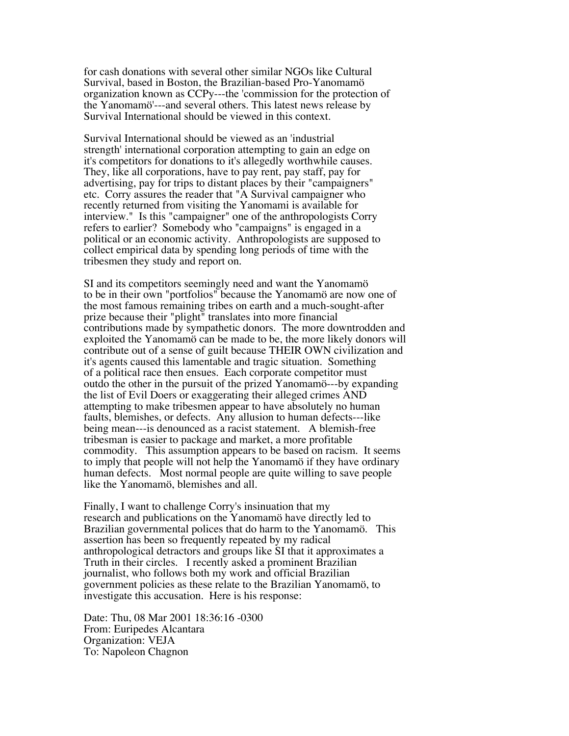for cash donations with several other similar NGOs like Cultural Survival, based in Boston, the Brazilian-based Pro-Yanomamö organization known as CCPy---the 'commission for the protection of the Yanomamö'---and several others. This latest news release by Survival International should be viewed in this context.

Survival International should be viewed as an 'industrial strength' international corporation attempting to gain an edge on it's competitors for donations to it's allegedly worthwhile causes. They, like all corporations, have to pay rent, pay staff, pay for advertising, pay for trips to distant places by their "campaigners" etc. Corry assures the reader that "A Survival campaigner who recently returned from visiting the Yanomami is available for interview." Is this "campaigner" one of the anthropologists Corry refers to earlier? Somebody who "campaigns" is engaged in a political or an economic activity. Anthropologists are supposed to collect empirical data by spending long periods of time with the tribesmen they study and report on.

SI and its competitors seemingly need and want the Yanomamö to be in their own "portfolios" because the Yanomamö are now one of the most famous remaining tribes on earth and a much-sought-after prize because their "plight" translates into more financial contributions made by sympathetic donors. The more downtrodden and exploited the Yanomamö can be made to be, the more likely donors will contribute out of a sense of guilt because THEIR OWN civilization and it's agents caused this lamentable and tragic situation. Something of a political race then ensues. Each corporate competitor must outdo the other in the pursuit of the prized Yanomamö---by expanding the list of Evil Doers or exaggerating their alleged crimes AND attempting to make tribesmen appear to have absolutely no human faults, blemishes, or defects. Any allusion to human defects---like being mean---is denounced as a racist statement. A blemish-free tribesman is easier to package and market, a more profitable commodity. This assumption appears to be based on racism. It seems to imply that people will not help the Yanomamö if they have ordinary human defects. Most normal people are quite willing to save people like the Yanomamö, blemishes and all.

Finally, I want to challenge Corry's insinuation that my research and publications on the Yanomamö have directly led to Brazilian governmental polices that do harm to the Yanomamö. This assertion has been so frequently repeated by my radical anthropological detractors and groups like SI that it approximates a Truth in their circles. I recently asked a prominent Brazilian journalist, who follows both my work and official Brazilian government policies as these relate to the Brazilian Yanomamö, to investigate this accusation. Here is his response:

Date: Thu, 08 Mar 2001 18:36:16 -0300
From: Euripedes Alcantara
Organization: VEJA
To: Napoleon Chagnon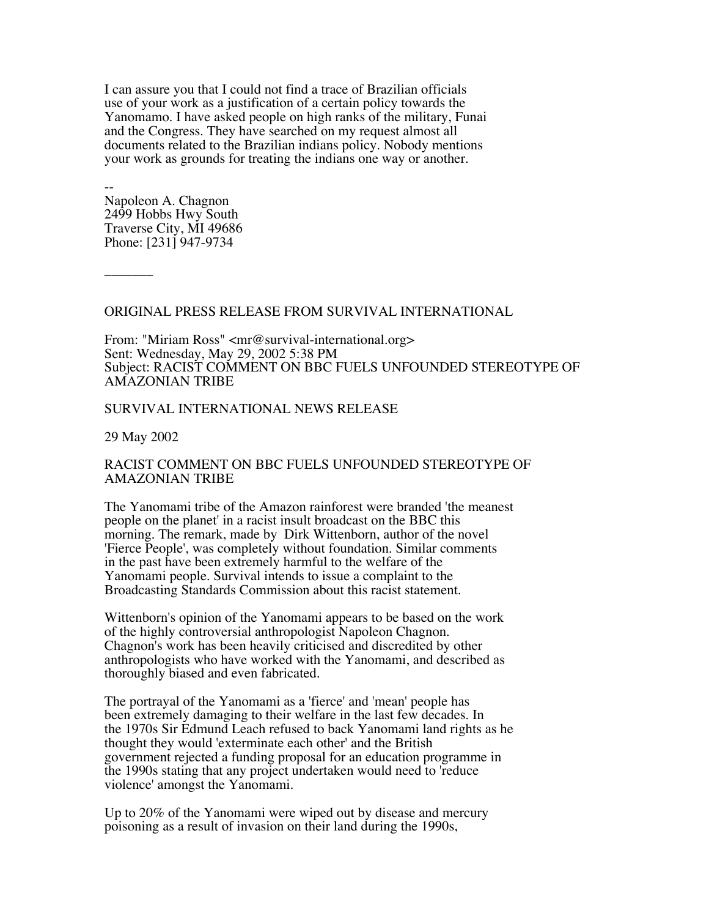I can assure you that I could not find a trace of Brazilian officials use of your work as a justification of a certain policy towards the Yanomamo. I have asked people on high ranks of the military, Funai and the Congress. They have searched on my request almost all documents related to the Brazilian indians policy. Nobody mentions your work as grounds for treating the indians one way or another.

--
Napoleon A. Chagnon
2499 Hobbs Hwy South
Traverse City, MI 49686
Phone: [231] 947-9734

_______

ORIGINAL PRESS RELEASE FROM SURVIVAL INTERNATIONAL

From: "Miriam Ross" <mr@survival-international.org>
Sent: Wednesday, May 29, 2002 5:38 PM
Subject: RACIST COMMENT ON BBC FUELS UNFOUNDED STEREOTYPE OF AMAZONIAN TRIBE

SURVIVAL INTERNATIONAL NEWS RELEASE

29 May 2002

RACIST COMMENT ON BBC FUELS UNFOUNDED STEREOTYPE OF AMAZONIAN TRIBE

The Yanomami tribe of the Amazon rainforest were branded 'the meanest people on the planet' in a racist insult broadcast on the BBC this morning. The remark, made by Dirk Wittenborn, author of the novel 'Fierce People', was completely without foundation. Similar comments in the past have been extremely harmful to the welfare of the Yanomami people. Survival intends to issue a complaint to the Broadcasting Standards Commission about this racist statement.

Wittenborn's opinion of the Yanomami appears to be based on the work of the highly controversial anthropologist Napoleon Chagnon. Chagnon's work has been heavily criticised and discredited by other anthropologists who have worked with the Yanomami, and described as thoroughly biased and even fabricated.

The portrayal of the Yanomami as a 'fierce' and 'mean' people has been extremely damaging to their welfare in the last few decades. In the 1970s Sir Edmund Leach refused to back Yanomami land rights as he thought they would 'exterminate each other' and the British government rejected a funding proposal for an education programme in the 1990s stating that any project undertaken would need to 'reduce violence' amongst the Yanomami.

Up to 20% of the Yanomami were wiped out by disease and mercury poisoning as a result of invasion on their land during the 1990s,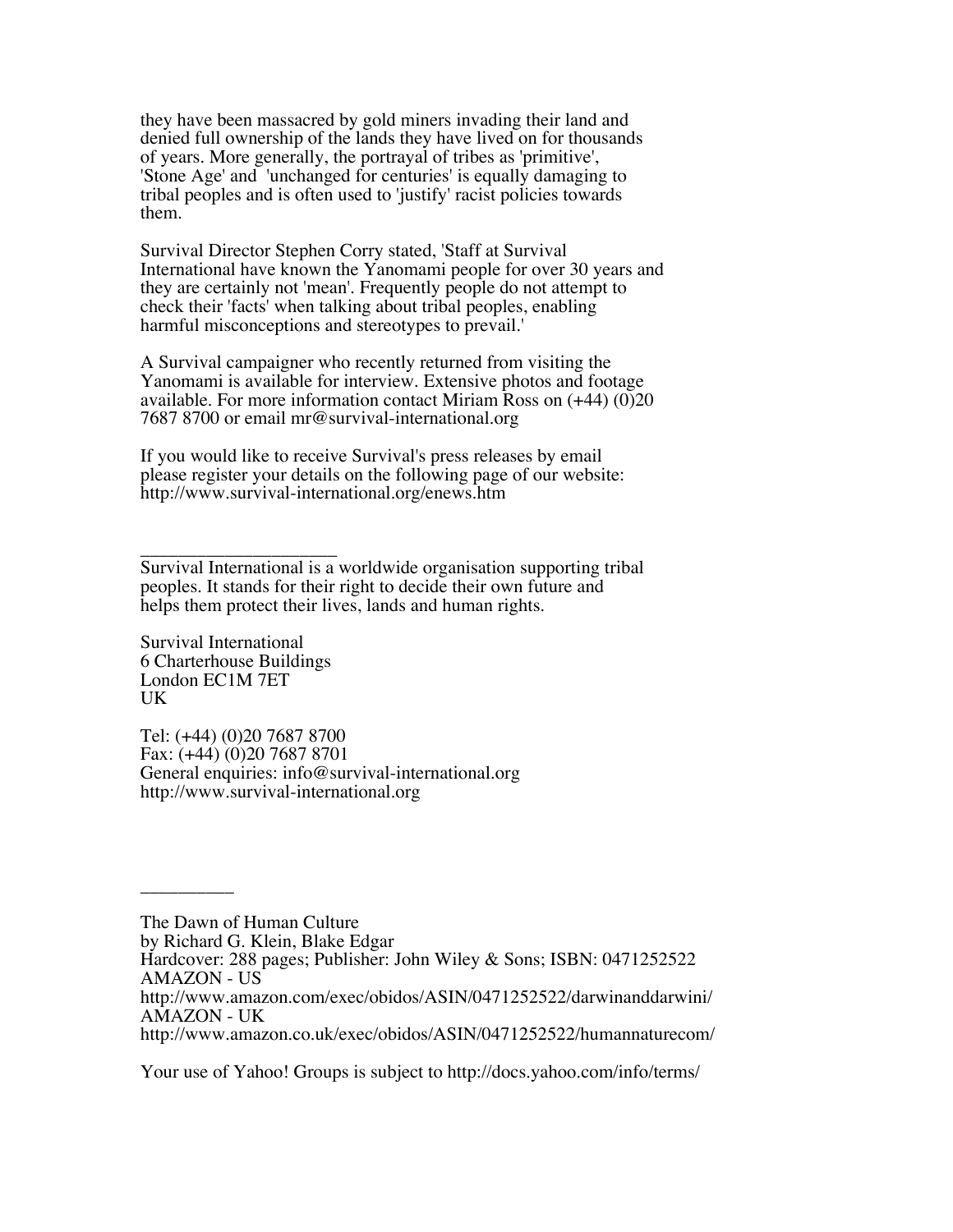they have been massacred by gold miners invading their land and denied full ownership of the lands they have lived on for thousands of years. More generally, the portrayal of tribes as 'primitive', 'Stone Age' and 'unchanged for centuries' is equally damaging to tribal peoples and is often used to 'justify' racist policies towards them.

Survival Director Stephen Corry stated, 'Staff at Survival International have known the Yanomami people for over 30 years and they are certainly not 'mean'. Frequently people do not attempt to check their 'facts' when talking about tribal peoples, enabling harmful misconceptions and stereotypes to prevail.'

A Survival campaigner who recently returned from visiting the Yanomami is available for interview. Extensive photos and footage available. For more information contact Miriam Ross on (+44) (0)20 7687 8700 or email mr@survival-international.org

If you would like to receive Survival's press releases by email please register your details on the following page of our website: http://www.survival-international.org/enews.htm

_____________________

Survival International is a worldwide organisation supporting tribal peoples. It stands for their right to decide their own future and helps them protect their lives, lands and human rights.

Survival International
6 Charterhouse Buildings
London EC1M 7ET
UK

Tel: (+44) (0)20 7687 8700
Fax: (+44) (0)20 7687 8701
General enquiries: info@survival-international.org
http://www.survival-international.org

__________

The Dawn of Human Culture
by Richard G. Klein, Blake Edgar
Hardcover: 288 pages; Publisher: John Wiley & Sons; ISBN: 0471252522
AMAZON - US
http://www.amazon.com/exec/obidos/ASIN/0471252522/darwinanddarwini/
AMAZON - UK
http://www.amazon.co.uk/exec/obidos/ASIN/0471252522/humannaturecom/

Your use of Yahoo! Groups is subject to http://docs.yahoo.com/info/terms/